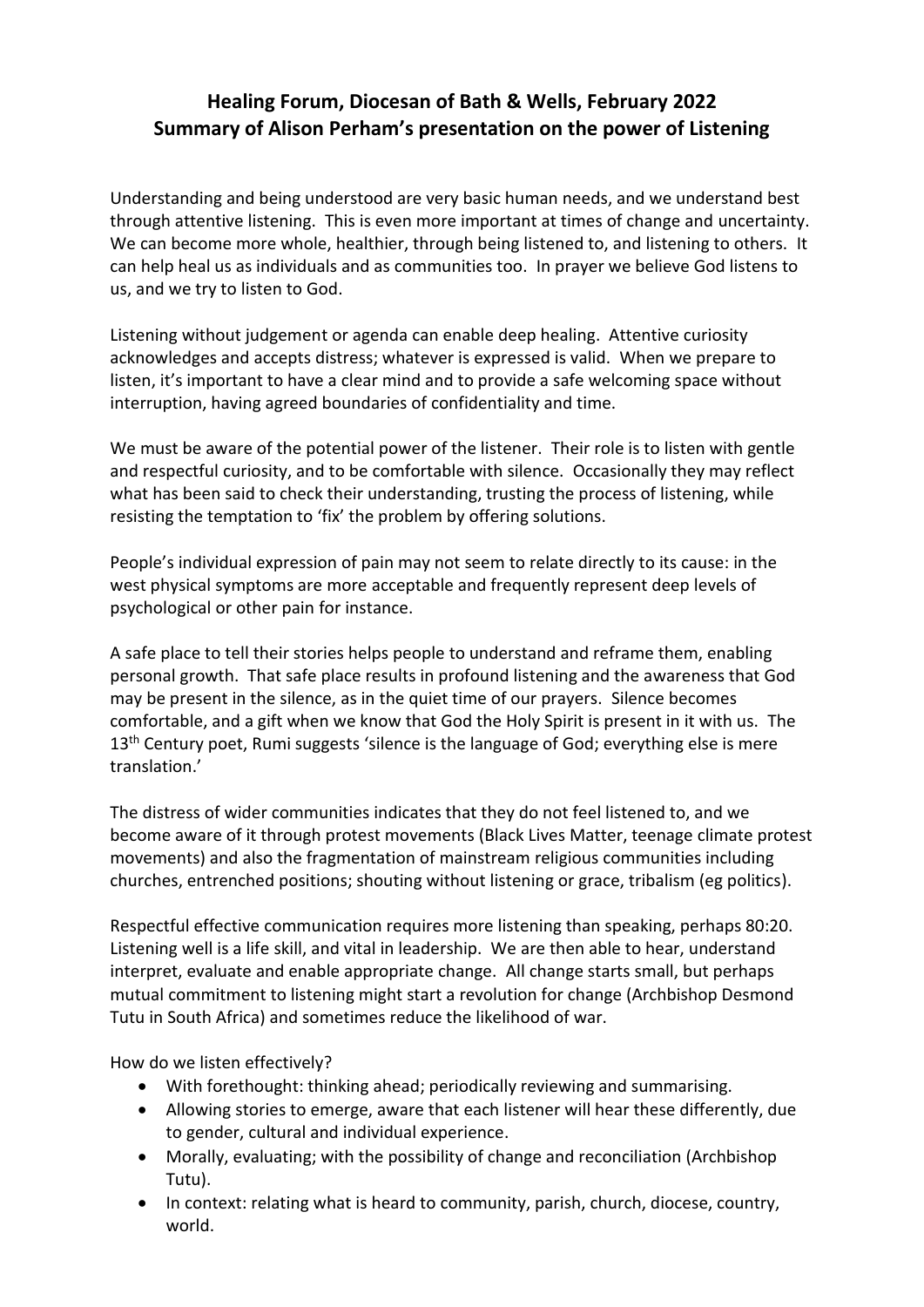# Healing Forum, Diocesan of Bath & Wells, February 2022
## Summary of Alison Perham's presentation on the power of Listening

Understanding and being understood are very basic human needs, and we understand best through attentive listening. This is even more important at times of change and uncertainty. We can become more whole, healthier, through being listened to, and listening to others. It can help heal us as individuals and as communities too. In prayer we believe God listens to us, and we try to listen to God.

Listening without judgement or agenda can enable deep healing. Attentive curiosity acknowledges and accepts distress; whatever is expressed is valid. When we prepare to listen, it's important to have a clear mind and to provide a safe welcoming space without interruption, having agreed boundaries of confidentiality and time.

We must be aware of the potential power of the listener. Their role is to listen with gentle and respectful curiosity, and to be comfortable with silence. Occasionally they may reflect what has been said to check their understanding, trusting the process of listening, while resisting the temptation to 'fix' the problem by offering solutions.

People's individual expression of pain may not seem to relate directly to its cause: in the west physical symptoms are more acceptable and frequently represent deep levels of psychological or other pain for instance.

A safe place to tell their stories helps people to understand and reframe them, enabling personal growth. That safe place results in profound listening and the awareness that God may be present in the silence, as in the quiet time of our prayers. Silence becomes comfortable, and a gift when we know that God the Holy Spirit is present in it with us. The 13th Century poet, Rumi suggests 'silence is the language of God; everything else is mere translation.'

The distress of wider communities indicates that they do not feel listened to, and we become aware of it through protest movements (Black Lives Matter, teenage climate protest movements) and also the fragmentation of mainstream religious communities including churches, entrenched positions; shouting without listening or grace, tribalism (eg politics).

Respectful effective communication requires more listening than speaking, perhaps 80:20. Listening well is a life skill, and vital in leadership. We are then able to hear, understand interpret, evaluate and enable appropriate change. All change starts small, but perhaps mutual commitment to listening might start a revolution for change (Archbishop Desmond Tutu in South Africa) and sometimes reduce the likelihood of war.

How do we listen effectively?

- With forethought: thinking ahead; periodically reviewing and summarising.
- Allowing stories to emerge, aware that each listener will hear these differently, due to gender, cultural and individual experience.
- Morally, evaluating; with the possibility of change and reconciliation (Archbishop Tutu).
- In context: relating what is heard to community, parish, church, diocese, country, world.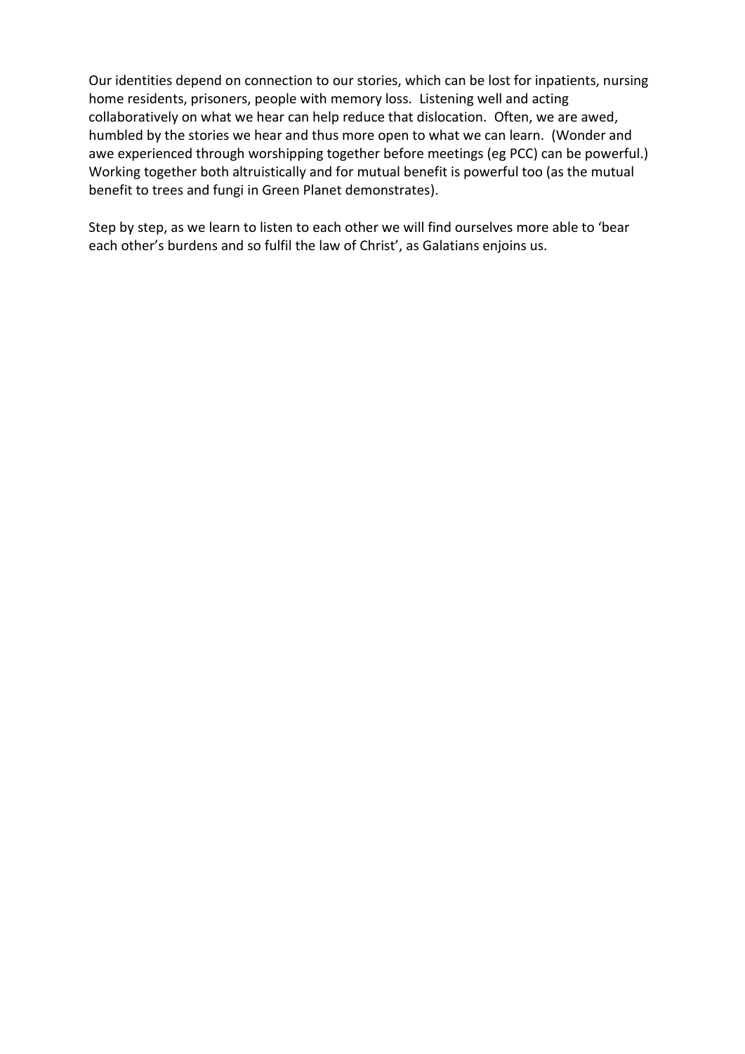Our identities depend on connection to our stories, which can be lost for inpatients, nursing home residents, prisoners, people with memory loss. Listening well and acting collaboratively on what we hear can help reduce that dislocation. Often, we are awed, humbled by the stories we hear and thus more open to what we can learn. (Wonder and awe experienced through worshipping together before meetings (eg PCC) can be powerful.) Working together both altruistically and for mutual benefit is powerful too (as the mutual benefit to trees and fungi in Green Planet demonstrates).

Step by step, as we learn to listen to each other we will find ourselves more able to 'bear each other's burdens and so fulfil the law of Christ', as Galatians enjoins us.